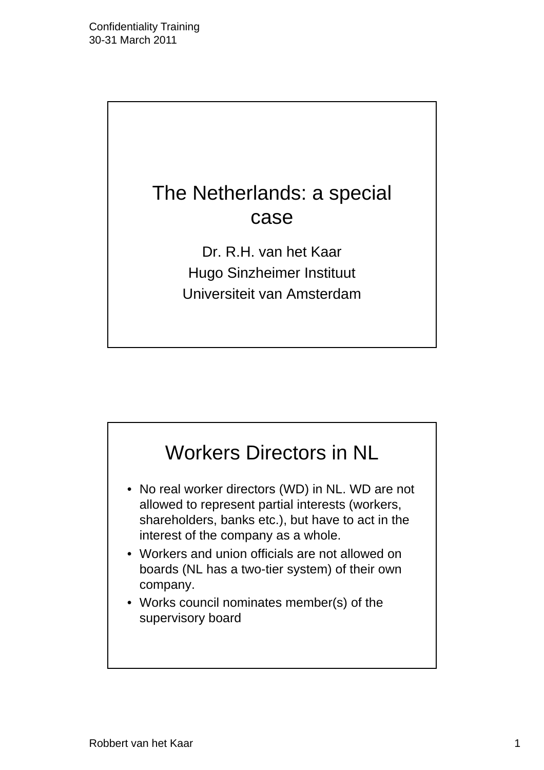# The Netherlands: a special case

Dr. R.H. van het Kaar

Hugo Sinzheimer Instituut

Universiteit van Amsterdam

## Workers Directors in NL

- No real worker directors (WD) in NL. WD are not allowed to represent partial interests (workers, shareholders, banks etc.), but have to act in the interest of the company as a whole.
- Workers and union officials are not allowed on boards (NL has a two-tier system) of their own company.
- Works council nominates member(s) of the supervisory board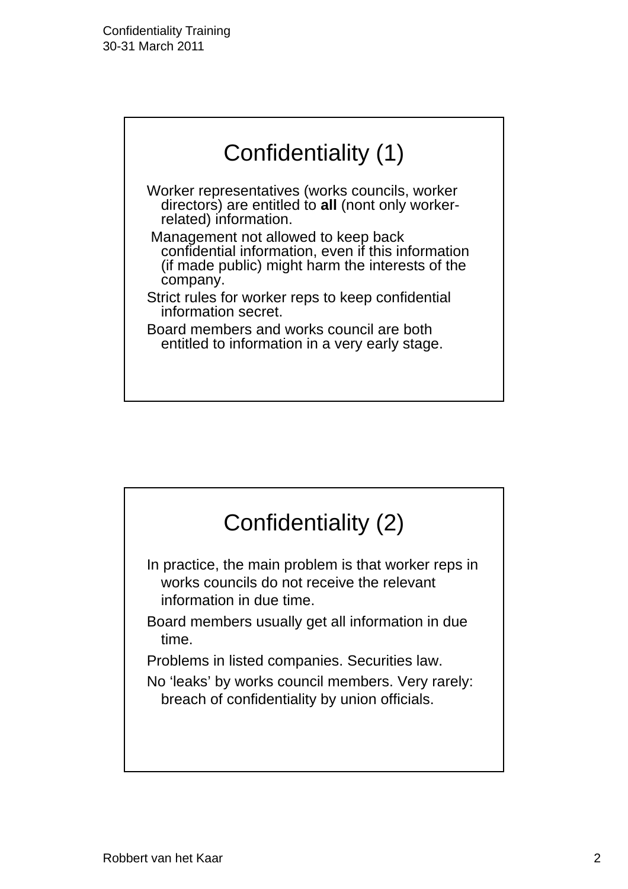# Confidentiality (1)

Worker representatives (works councils, worker directors) are entitled to **all** (nont only worker-related) information.

Management not allowed to keep back confidential information, even if this information (if made public) might harm the interests of the company.

Strict rules for worker reps to keep confidential information secret.

Board members and works council are both entitled to information in a very early stage.

# Confidentiality (2)

In practice, the main problem is that worker reps in works councils do not receive the relevant information in due time.

Board members usually get all information in due time.

Problems in listed companies. Securities law.

No ‘leaks’ by works council members. Very rarely: breach of confidentiality by union officials.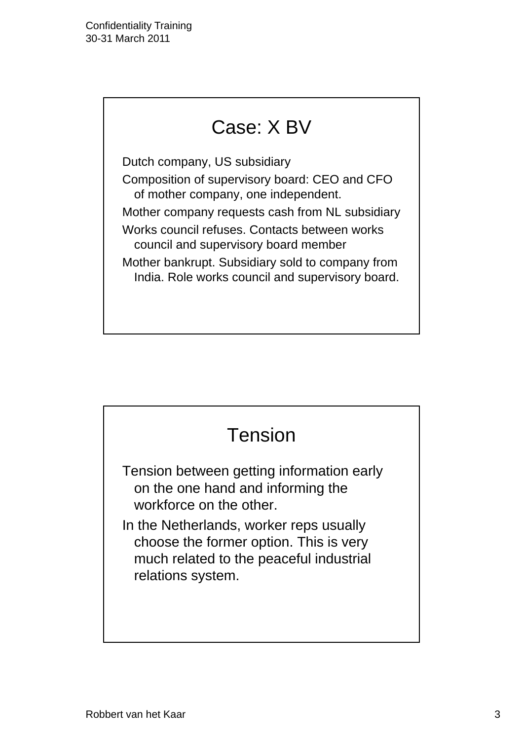## Case: X BV

Dutch company, US subsidiary

Composition of supervisory board: CEO and CFO of mother company, one independent.

Mother company requests cash from NL subsidiary

Works council refuses. Contacts between works council and supervisory board member

Mother bankrupt. Subsidiary sold to company from India. Role works council and supervisory board.

## Tension

Tension between getting information early on the one hand and informing the workforce on the other.

In the Netherlands, worker reps usually choose the former option. This is very much related to the peaceful industrial relations system.